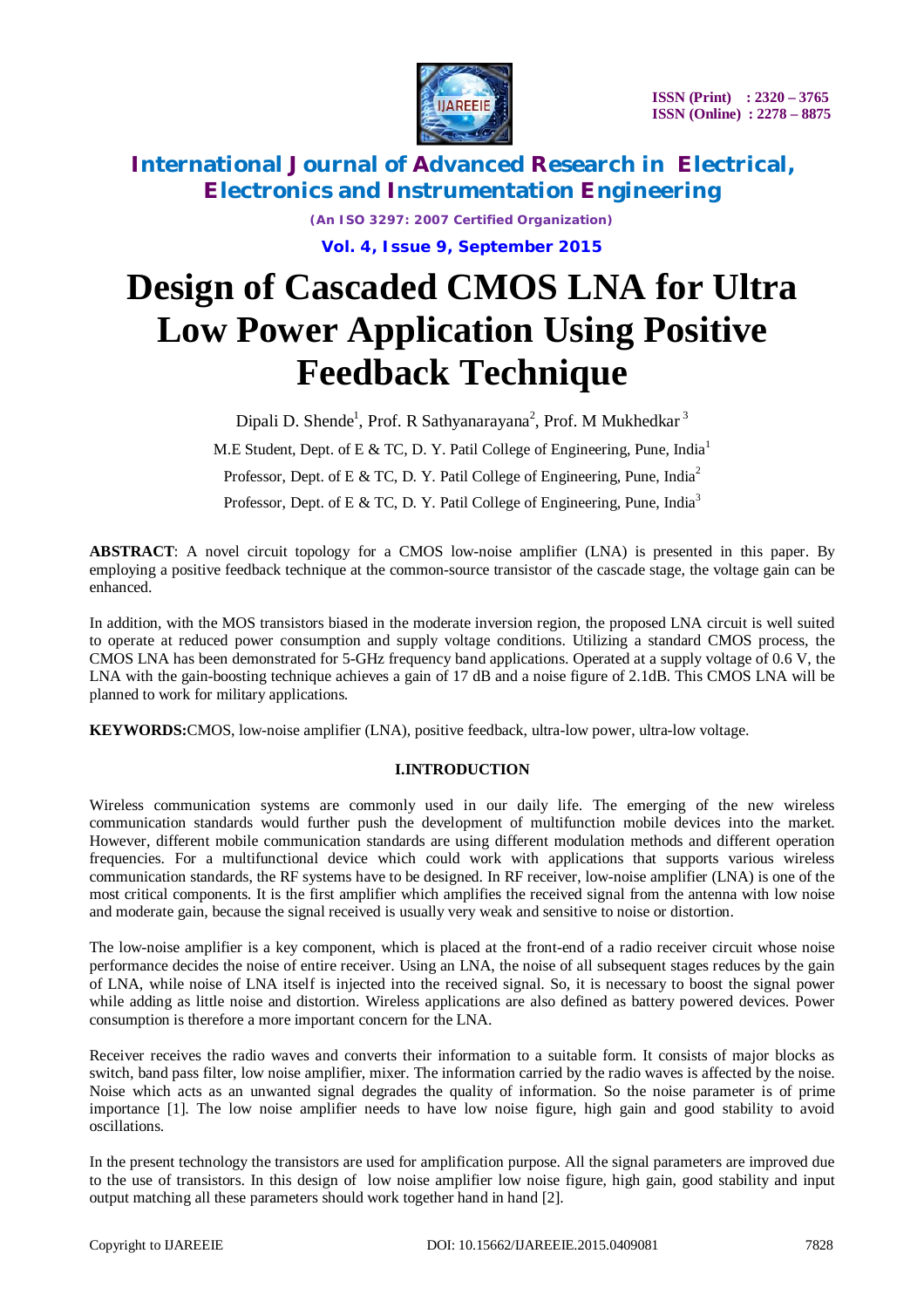# Design of Cascaded CMOS LNA for Ultra Low Power Application Using Positive Feedback Technique

Dipali D. Shende[1], Prof. R Sathyanarayana[2], Prof. M Mukhedkar [3]

M.E Student, Dept. of E & TC, D. Y. Patil College of Engineering, Pune, India[1]

Professor, Dept. of E & TC, D. Y. Patil College of Engineering, Pune, India[2]

Professor, Dept. of E & TC, D. Y. Patil College of Engineering, Pune, India[3]

**ABSTRACT**: A novel circuit topology for a CMOS low-noise amplifier (LNA) is presented in this paper. By employing a positive feedback technique at the common-source transistor of the cascade stage, the voltage gain can be enhanced.

In addition, with the MOS transistors biased in the moderate inversion region, the proposed LNA circuit is well suited to operate at reduced power consumption and supply voltage conditions. Utilizing a standard CMOS process, the CMOS LNA has been demonstrated for 5-GHz frequency band applications. Operated at a supply voltage of 0.6 V, the LNA with the gain-boosting technique achieves a gain of 17 dB and a noise figure of 2.1dB. This CMOS LNA will be planned to work for military applications.

**KEYWORDS:**CMOS, low-noise amplifier (LNA), positive feedback, ultra-low power, ultra-low voltage.

## I.INTRODUCTION

Wireless communication systems are commonly used in our daily life. The emerging of the new wireless communication standards would further push the development of multifunction mobile devices into the market. However, different mobile communication standards are using different modulation methods and different operation frequencies. For a multifunctional device which could work with applications that supports various wireless communication standards, the RF systems have to be designed. In RF receiver, low-noise amplifier (LNA) is one of the most critical components. It is the first amplifier which amplifies the received signal from the antenna with low noise and moderate gain, because the signal received is usually very weak and sensitive to noise or distortion.

The low-noise amplifier is a key component, which is placed at the front-end of a radio receiver circuit whose noise performance decides the noise of entire receiver. Using an LNA, the noise of all subsequent stages reduces by the gain of LNA, while noise of LNA itself is injected into the received signal. So, it is necessary to boost the signal power while adding as little noise and distortion. Wireless applications are also defined as battery powered devices. Power consumption is therefore a more important concern for the LNA.

Receiver receives the radio waves and converts their information to a suitable form. It consists of major blocks as switch, band pass filter, low noise amplifier, mixer. The information carried by the radio waves is affected by the noise. Noise which acts as an unwanted signal degrades the quality of information. So the noise parameter is of prime importance [1]. The low noise amplifier needs to have low noise figure, high gain and good stability to avoid oscillations.

In the present technology the transistors are used for amplification purpose. All the signal parameters are improved due to the use of transistors. In this design of low noise amplifier low noise figure, high gain, good stability and input output matching all these parameters should work together hand in hand [2].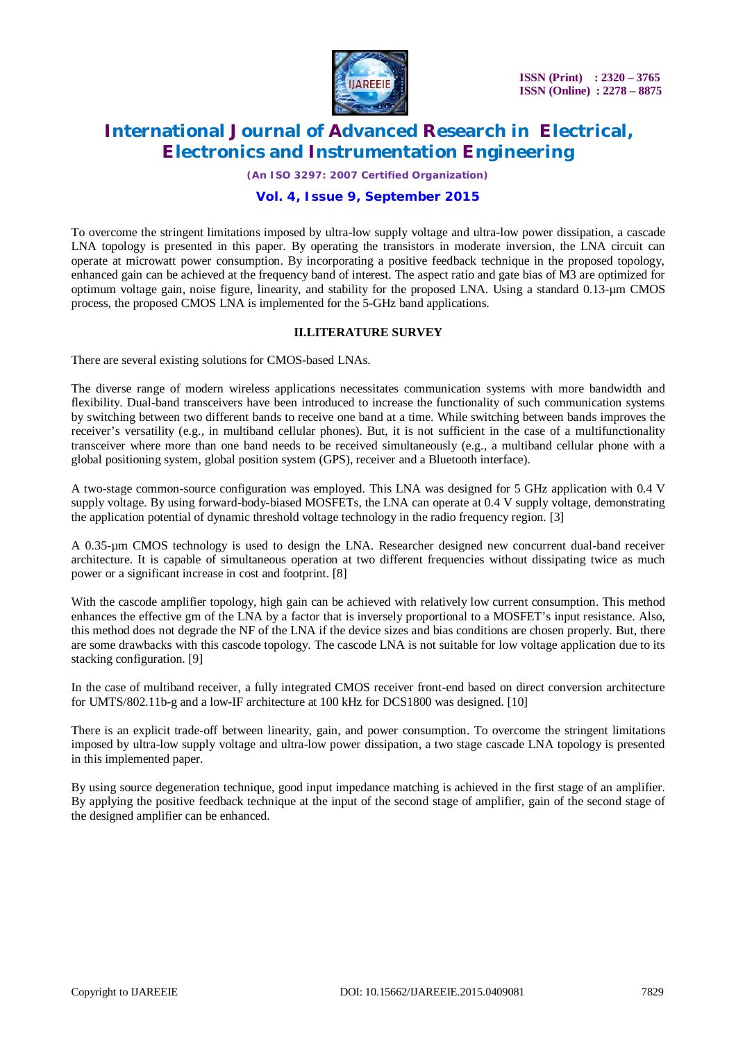To overcome the stringent limitations imposed by ultra-low supply voltage and ultra-low power dissipation, a cascade LNA topology is presented in this paper. By operating the transistors in moderate inversion, the LNA circuit can operate at microwatt power consumption. By incorporating a positive feedback technique in the proposed topology, enhanced gain can be achieved at the frequency band of interest. The aspect ratio and gate bias of M3 are optimized for optimum voltage gain, noise figure, linearity, and stability for the proposed LNA. Using a standard 0.13-μm CMOS process, the proposed CMOS LNA is implemented for the 5-GHz band applications.

## II.LITERATURE SURVEY

There are several existing solutions for CMOS-based LNAs.

The diverse range of modern wireless applications necessitates communication systems with more bandwidth and flexibility. Dual-band transceivers have been introduced to increase the functionality of such communication systems by switching between two different bands to receive one band at a time. While switching between bands improves the receiver's versatility (e.g., in multiband cellular phones). But, it is not sufficient in the case of a multifunctionality transceiver where more than one band needs to be received simultaneously (e.g., a multiband cellular phone with a global positioning system, global position system (GPS), receiver and a Bluetooth interface).

A two-stage common-source configuration was employed. This LNA was designed for 5 GHz application with 0.4 V supply voltage. By using forward-body-biased MOSFETs, the LNA can operate at 0.4 V supply voltage, demonstrating the application potential of dynamic threshold voltage technology in the radio frequency region. [3]

A 0.35-μm CMOS technology is used to design the LNA. Researcher designed new concurrent dual-band receiver architecture. It is capable of simultaneous operation at two different frequencies without dissipating twice as much power or a significant increase in cost and footprint. [8]

With the cascode amplifier topology, high gain can be achieved with relatively low current consumption. This method enhances the effective gm of the LNA by a factor that is inversely proportional to a MOSFET's input resistance. Also, this method does not degrade the NF of the LNA if the device sizes and bias conditions are chosen properly. But, there are some drawbacks with this cascode topology. The cascode LNA is not suitable for low voltage application due to its stacking configuration. [9]

In the case of multiband receiver, a fully integrated CMOS receiver front-end based on direct conversion architecture for UMTS/802.11b-g and a low-IF architecture at 100 kHz for DCS1800 was designed. [10]

There is an explicit trade-off between linearity, gain, and power consumption. To overcome the stringent limitations imposed by ultra-low supply voltage and ultra-low power dissipation, a two stage cascade LNA topology is presented in this implemented paper.

By using source degeneration technique, good input impedance matching is achieved in the first stage of an amplifier. By applying the positive feedback technique at the input of the second stage of amplifier, gain of the second stage of the designed amplifier can be enhanced.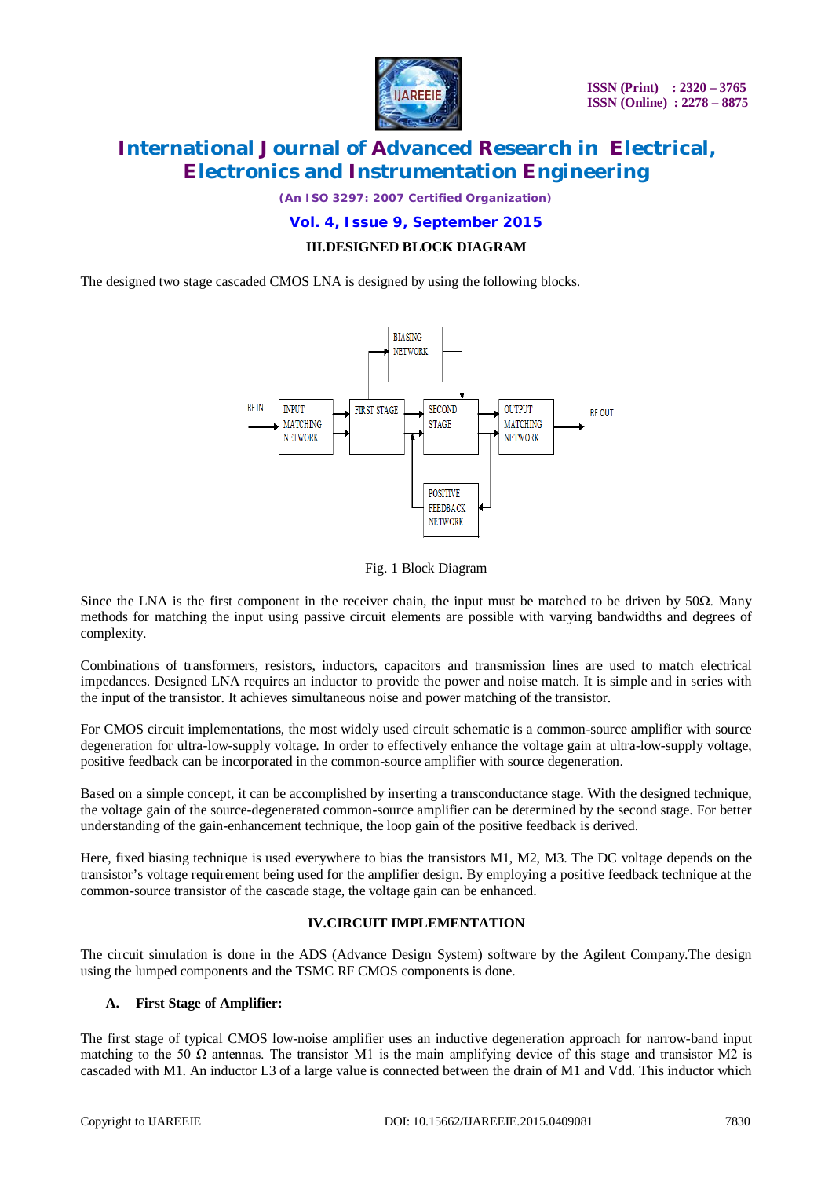### III.DESIGNED BLOCK DIAGRAM

The designed two stage cascaded CMOS LNA is designed by using the following blocks.

Fig. 1 Block Diagram

Since the LNA is the first component in the receiver chain, the input must be matched to be driven by 50Ω. Many methods for matching the input using passive circuit elements are possible with varying bandwidths and degrees of complexity.

Combinations of transformers, resistors, inductors, capacitors and transmission lines are used to match electrical impedances. Designed LNA requires an inductor to provide the power and noise match. It is simple and in series with the input of the transistor. It achieves simultaneous noise and power matching of the transistor.

For CMOS circuit implementations, the most widely used circuit schematic is a common-source amplifier with source degeneration for ultra-low-supply voltage. In order to effectively enhance the voltage gain at ultra-low-supply voltage, positive feedback can be incorporated in the common-source amplifier with source degeneration.

Based on a simple concept, it can be accomplished by inserting a transconductance stage. With the designed technique, the voltage gain of the source-degenerated common-source amplifier can be determined by the second stage. For better understanding of the gain-enhancement technique, the loop gain of the positive feedback is derived.

Here, fixed biasing technique is used everywhere to bias the transistors M1, M2, M3. The DC voltage depends on the transistor's voltage requirement being used for the amplifier design. By employing a positive feedback technique at the common-source transistor of the cascade stage, the voltage gain can be enhanced.

### IV.CIRCUIT IMPLEMENTATION

The circuit simulation is done in the ADS (Advance Design System) software by the Agilent Company.The design using the lumped components and the TSMC RF CMOS components is done.

#### A. First Stage of Amplifier:

The first stage of typical CMOS low-noise amplifier uses an inductive degeneration approach for narrow-band input matching to the 50 Ω antennas. The transistor M1 is the main amplifying device of this stage and transistor M2 is cascaded with M1. An inductor L3 of a large value is connected between the drain of M1 and Vdd. This inductor which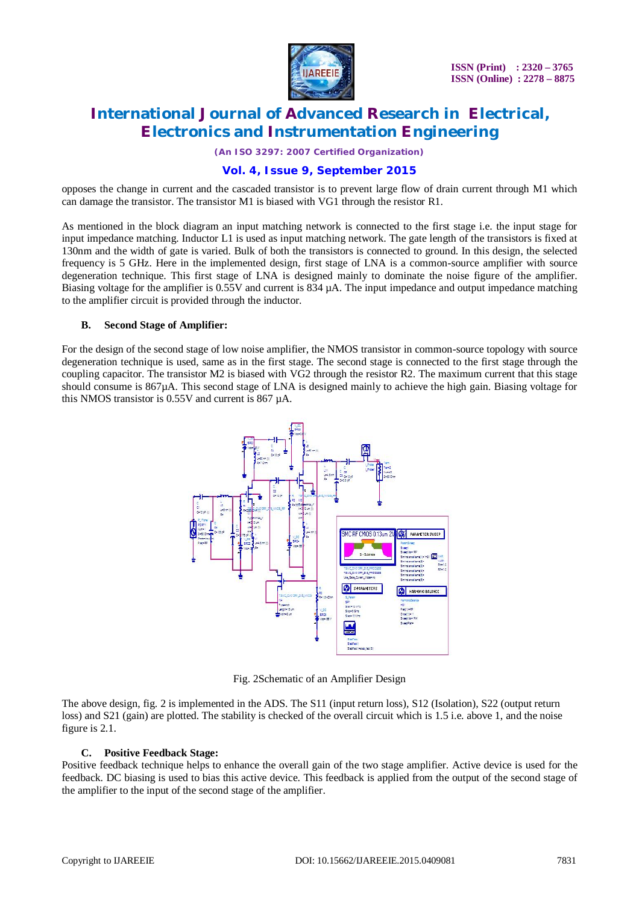opposes the change in current and the cascaded transistor is to prevent large flow of drain current through M1 which can damage the transistor. The transistor M1 is biased with VG1 through the resistor R1.

As mentioned in the block diagram an input matching network is connected to the first stage i.e. the input stage for input impedance matching. Inductor L1 is used as input matching network. The gate length of the transistors is fixed at 130nm and the width of gate is varied. Bulk of both the transistors is connected to ground. In this design, the selected frequency is 5 GHz. Here in the implemented design, first stage of LNA is a common-source amplifier with source degeneration technique. This first stage of LNA is designed mainly to dominate the noise figure of the amplifier. Biasing voltage for the amplifier is 0.55V and current is 834 µA. The input impedance and output impedance matching to the amplifier circuit is provided through the inductor.

### B. Second Stage of Amplifier:

For the design of the second stage of low noise amplifier, the NMOS transistor in common-source topology with source degeneration technique is used, same as in the first stage. The second stage is connected to the first stage through the coupling capacitor. The transistor M2 is biased with VG2 through the resistor R2. The maximum current that this stage should consume is 867µA. This second stage of LNA is designed mainly to achieve the high gain. Biasing voltage for this NMOS transistor is 0.55V and current is 867 µA.

Fig. 2Schematic of an Amplifier Design

The above design, fig. 2 is implemented in the ADS. The S11 (input return loss), S12 (Isolation), S22 (output return loss) and S21 (gain) are plotted. The stability is checked of the overall circuit which is 1.5 i.e. above 1, and the noise figure is 2.1.

### C. Positive Feedback Stage:

Positive feedback technique helps to enhance the overall gain of the two stage amplifier. Active device is used for the feedback. DC biasing is used to bias this active device. This feedback is applied from the output of the second stage of the amplifier to the input of the second stage of the amplifier.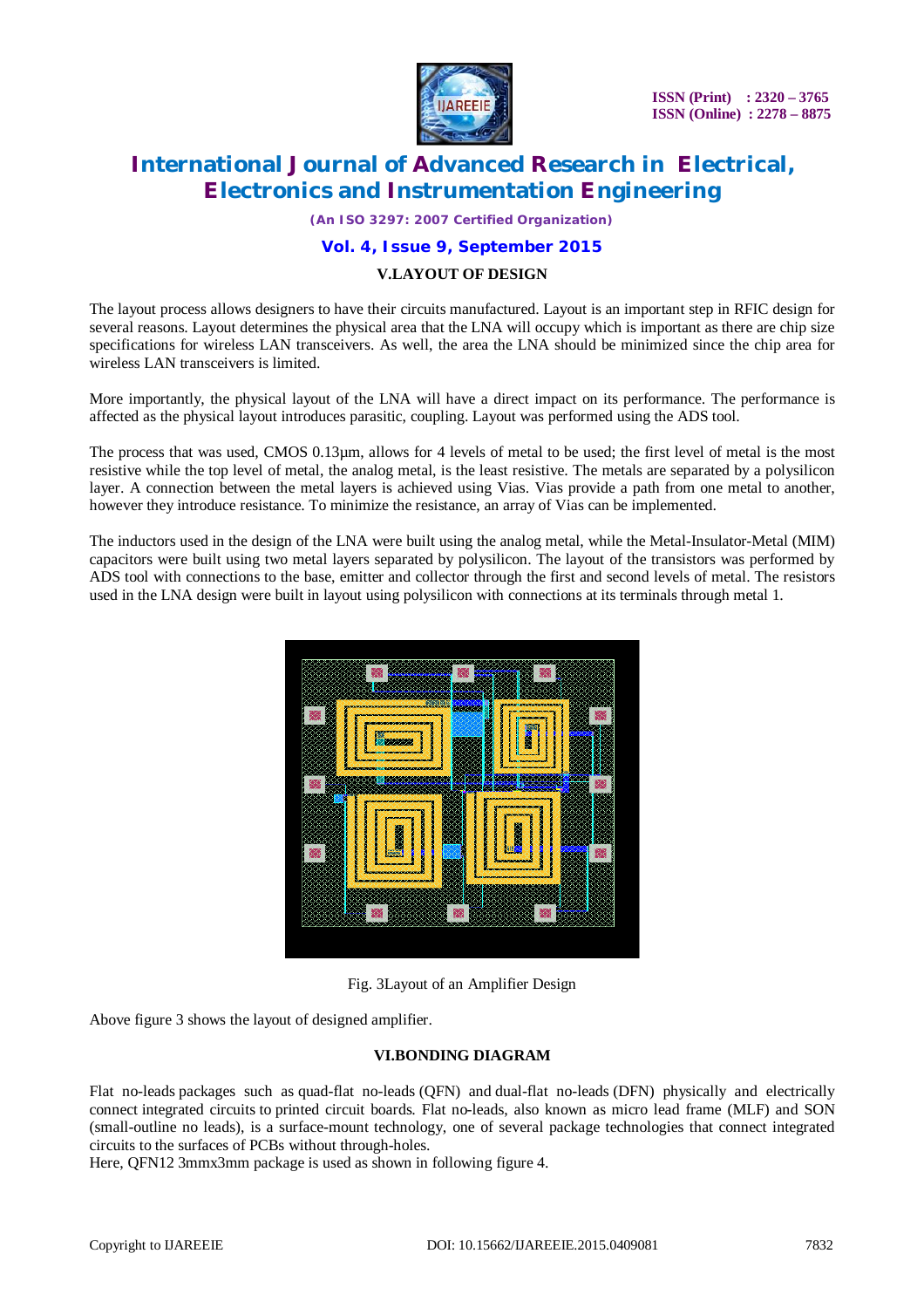## V.LAYOUT OF DESIGN

The layout process allows designers to have their circuits manufactured. Layout is an important step in RFIC design for several reasons. Layout determines the physical area that the LNA will occupy which is important as there are chip size specifications for wireless LAN transceivers. As well, the area the LNA should be minimized since the chip area for wireless LAN transceivers is limited.

More importantly, the physical layout of the LNA will have a direct impact on its performance. The performance is affected as the physical layout introduces parasitic, coupling. Layout was performed using the ADS tool.

The process that was used, CMOS 0.13μm, allows for 4 levels of metal to be used; the first level of metal is the most resistive while the top level of metal, the analog metal, is the least resistive. The metals are separated by a polysilicon layer. A connection between the metal layers is achieved using Vias. Vias provide a path from one metal to another, however they introduce resistance. To minimize the resistance, an array of Vias can be implemented.

The inductors used in the design of the LNA were built using the analog metal, while the Metal-Insulator-Metal (MIM) capacitors were built using two metal layers separated by polysilicon. The layout of the transistors was performed by ADS tool with connections to the base, emitter and collector through the first and second levels of metal. The resistors used in the LNA design were built in layout using polysilicon with connections at its terminals through metal 1.

Fig. 3Layout of an Amplifier Design

Above figure 3 shows the layout of designed amplifier.

## VI.BONDING DIAGRAM

Flat no-leads packages such as quad-flat no-leads (QFN) and dual-flat no-leads (DFN) physically and electrically connect integrated circuits to printed circuit boards. Flat no-leads, also known as micro lead frame (MLF) and SON (small-outline no leads), is a surface-mount technology, one of several package technologies that connect integrated circuits to the surfaces of PCBs without through-holes.

Here, QFN12 3mmx3mm package is used as shown in following figure 4.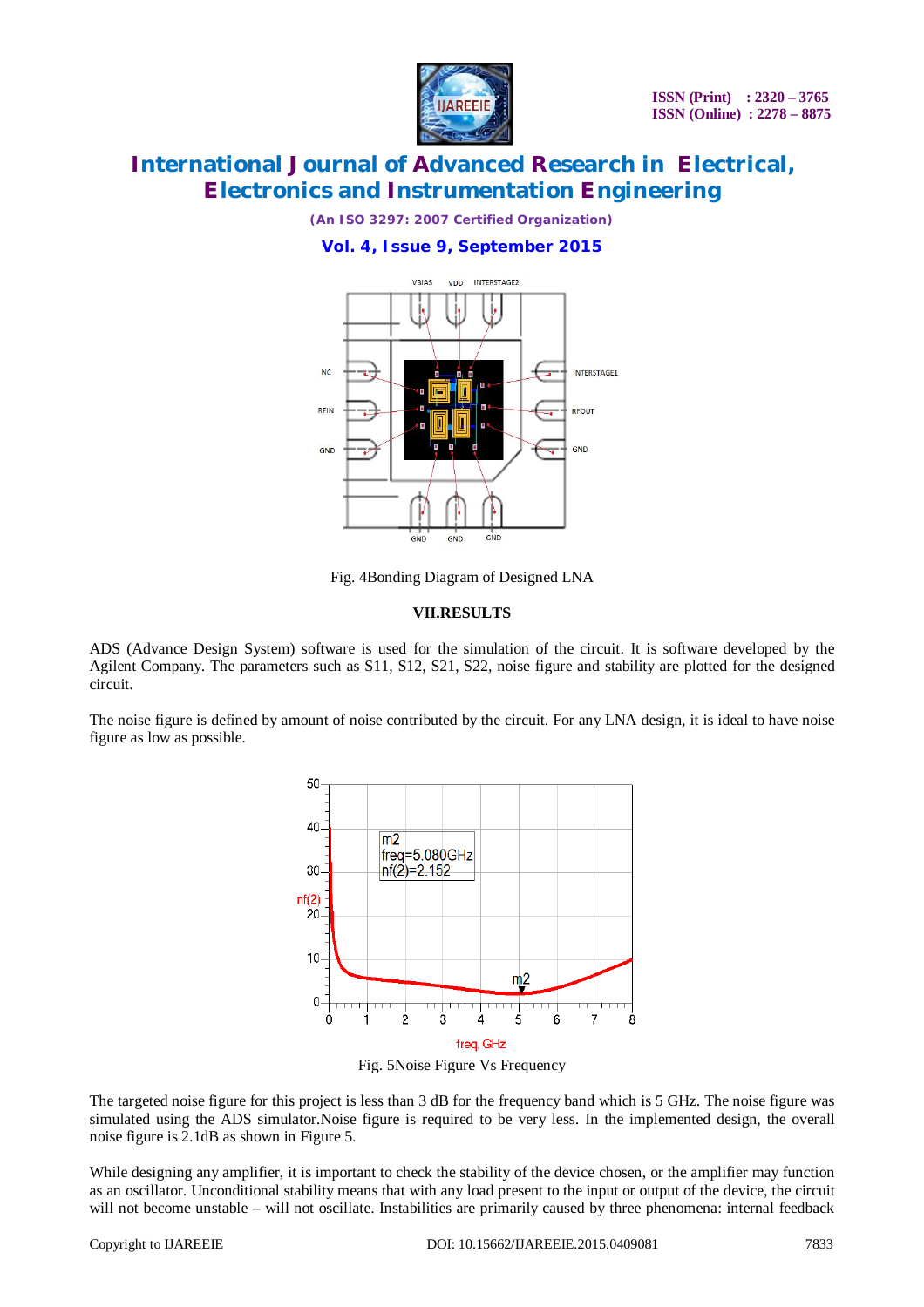Fig. 4Bonding Diagram of Designed LNA

## VII.RESULTS

ADS (Advance Design System) software is used for the simulation of the circuit. It is software developed by the Agilent Company. The parameters such as S11, S12, S21, S22, noise figure and stability are plotted for the designed circuit.

The noise figure is defined by amount of noise contributed by the circuit. For any LNA design, it is ideal to have noise figure as low as possible.

Fig. 5Noise Figure Vs Frequency

The targeted noise figure for this project is less than 3 dB for the frequency band which is 5 GHz. The noise figure was simulated using the ADS simulator.Noise figure is required to be very less. In the implemented design, the overall noise figure is 2.1dB as shown in Figure 5.

While designing any amplifier, it is important to check the stability of the device chosen, or the amplifier may function as an oscillator. Unconditional stability means that with any load present to the input or output of the device, the circuit will not become unstable – will not oscillate. Instabilities are primarily caused by three phenomena: internal feedback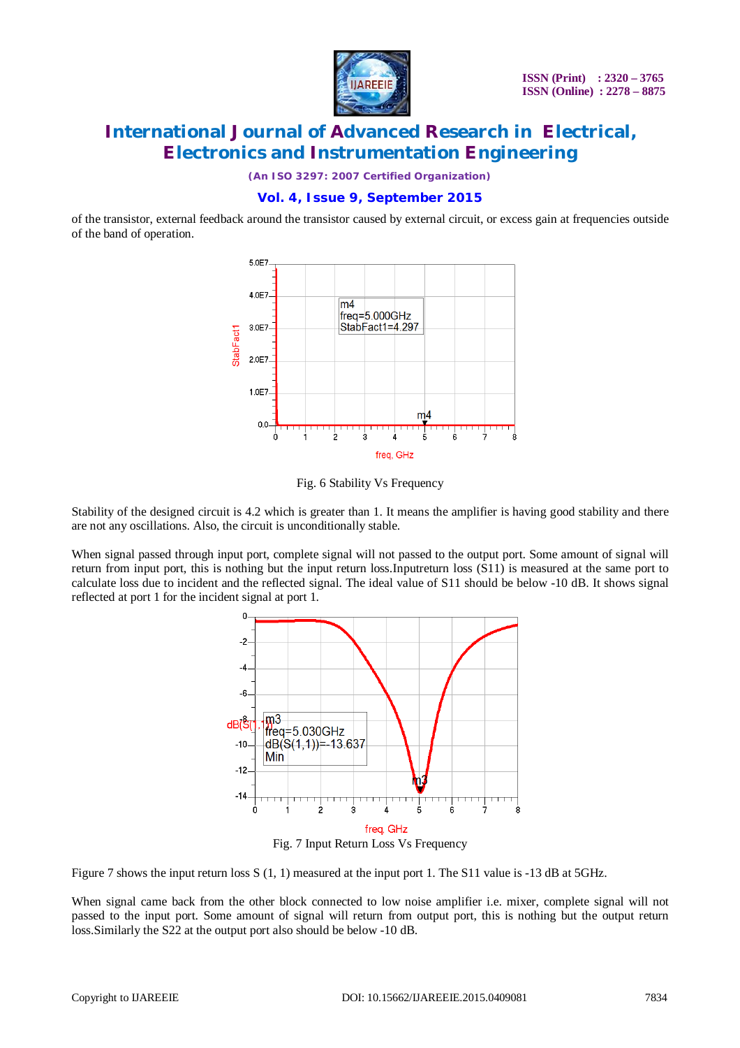of the transistor, external feedback around the transistor caused by external circuit, or excess gain at frequencies outside of the band of operation.

Fig. 6 Stability Vs Frequency

Stability of the designed circuit is 4.2 which is greater than 1. It means the amplifier is having good stability and there are not any oscillations. Also, the circuit is unconditionally stable.

When signal passed through input port, complete signal will not passed to the output port. Some amount of signal will return from input port, this is nothing but the input return loss.Inputreturn loss (S11) is measured at the same port to calculate loss due to incident and the reflected signal. The ideal value of S11 should be below -10 dB. It shows signal reflected at port 1 for the incident signal at port 1.

Fig. 7 Input Return Loss Vs Frequency

Figure 7 shows the input return loss S (1, 1) measured at the input port 1. The S11 value is -13 dB at 5GHz.

When signal came back from the other block connected to low noise amplifier i.e. mixer, complete signal will not passed to the input port. Some amount of signal will return from output port, this is nothing but the output return loss.Similarly the S22 at the output port also should be below -10 dB.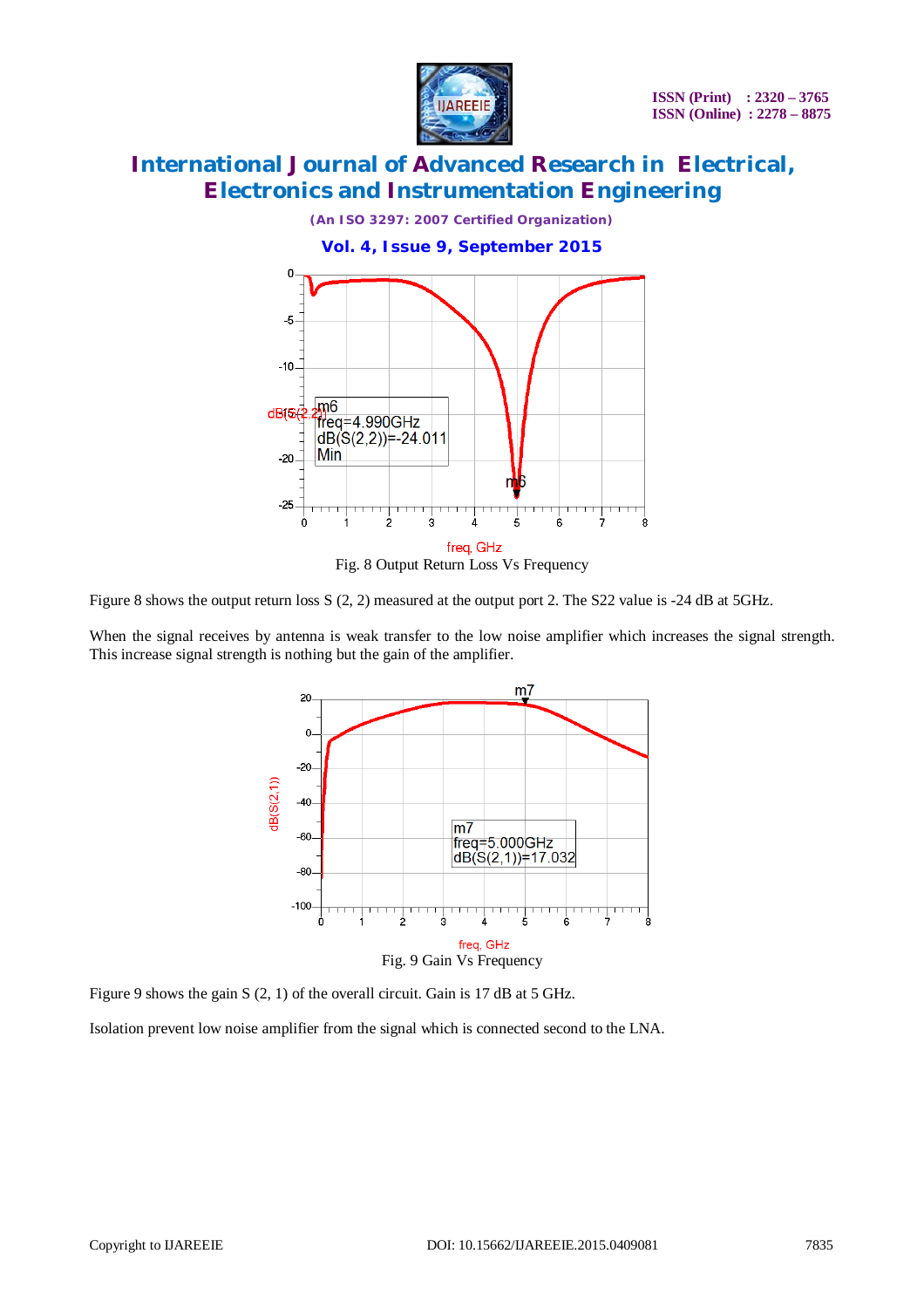Fig. 8 Output Return Loss Vs Frequency

Figure 8 shows the output return loss S (2, 2) measured at the output port 2. The S22 value is -24 dB at 5GHz.

When the signal receives by antenna is weak transfer to the low noise amplifier which increases the signal strength. This increase signal strength is nothing but the gain of the amplifier.

Fig. 9 Gain Vs Frequency

Figure 9 shows the gain S (2, 1) of the overall circuit. Gain is 17 dB at 5 GHz.

Isolation prevent low noise amplifier from the signal which is connected second to the LNA.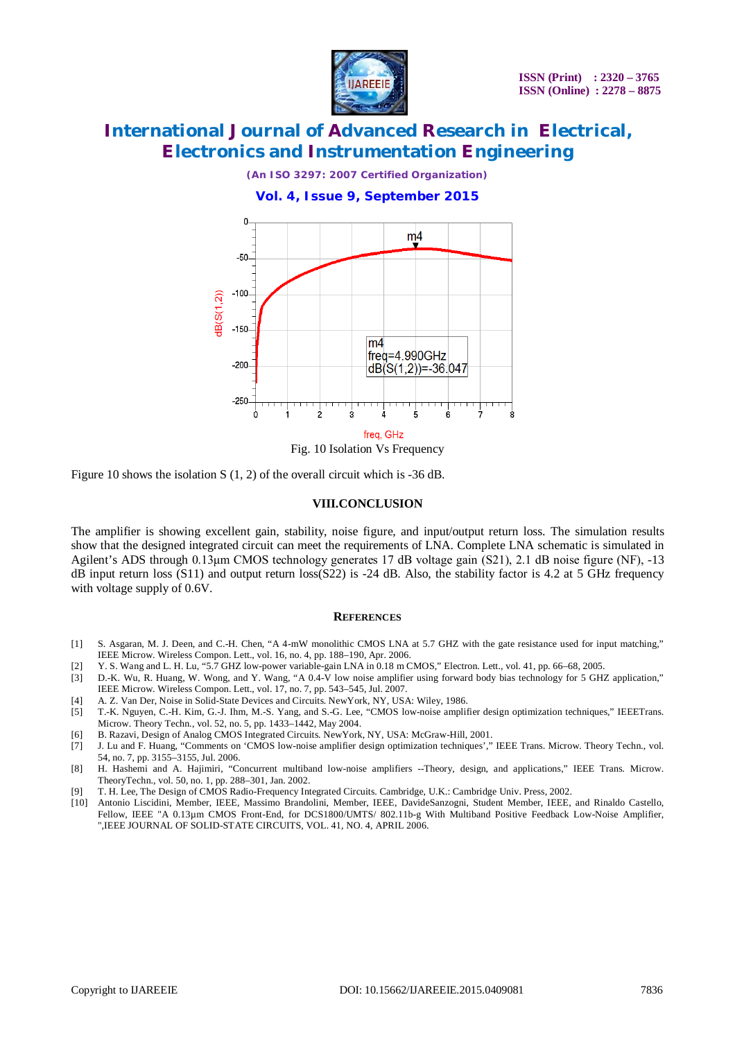0

-50

-100

-150

-200

-250

dB(S(1,2))

m4

m4
freq=4.990GHz
dB(S(1,2))=-36.047

0 1 2 3 4 5 6 7 8

freq, GHz

Fig. 10 Isolation Vs Frequency

Figure 10 shows the isolation S (1, 2) of the overall circuit which is -36 dB.

## VIII.CONCLUSION

The amplifier is showing excellent gain, stability, noise figure, and input/output return loss. The simulation results show that the designed integrated circuit can meet the requirements of LNA. Complete LNA schematic is simulated in Agilent's ADS through 0.13µm CMOS technology generates 17 dB voltage gain (S21), 2.1 dB noise figure (NF), -13 dB input return loss (S11) and output return loss(S22) is -24 dB. Also, the stability factor is 4.2 at 5 GHz frequency with voltage supply of 0.6V.

## REFERENCES

[1] S. Asgaran, M. J. Deen, and C.-H. Chen, "A 4-mW monolithic CMOS LNA at 5.7 GHZ with the gate resistance used for input matching," IEEE Microw. Wireless Compon. Lett., vol. 16, no. 4, pp. 188–190, Apr. 2006.

[2] Y. S. Wang and L. H. Lu, "5.7 GHZ low-power variable-gain LNA in 0.18 m CMOS," Electron. Lett., vol. 41, pp. 66–68, 2005.

[3] D.-K. Wu, R. Huang, W. Wong, and Y. Wang, "A 0.4-V low noise amplifier using forward body bias technology for 5 GHZ application," IEEE Microw. Wireless Compon. Lett., vol. 17, no. 7, pp. 543–545, Jul. 2007.

[4] A. Z. Van Der, Noise in Solid-State Devices and Circuits. NewYork, NY, USA: Wiley, 1986.

[5] T.-K. Nguyen, C.-H. Kim, G.-J. Ihm, M.-S. Yang, and S.-G. Lee, "CMOS low-noise amplifier design optimization techniques," IEEETrans. Microw. Theory Techn., vol. 52, no. 5, pp. 1433–1442, May 2004.

[6] B. Razavi, Design of Analog CMOS Integrated Circuits. NewYork, NY, USA: McGraw-Hill, 2001.

[7] J. Lu and F. Huang, "Comments on 'CMOS low-noise amplifier design optimization techniques'," IEEE Trans. Microw. Theory Techn., vol. 54, no. 7, pp. 3155–3155, Jul. 2006.

[8] H. Hashemi and A. Hajimiri, "Concurrent multiband low-noise amplifiers --Theory, design, and applications," IEEE Trans. Microw. TheoryTechn., vol. 50, no. 1, pp. 288–301, Jan. 2002.

[9] T. H. Lee, The Design of CMOS Radio-Frequency Integrated Circuits. Cambridge, U.K.: Cambridge Univ. Press, 2002.

[10] Antonio Liscidini, Member, IEEE, Massimo Brandolini, Member, IEEE, DavideSanzogni, Student Member, IEEE, and Rinaldo Castello, Fellow, IEEE "A 0.13µm CMOS Front-End, for DCS1800/UMTS/ 802.11b-g With Multiband Positive Feedback Low-Noise Amplifier, ",IEEE JOURNAL OF SOLID-STATE CIRCUITS, VOL. 41, NO. 4, APRIL 2006.